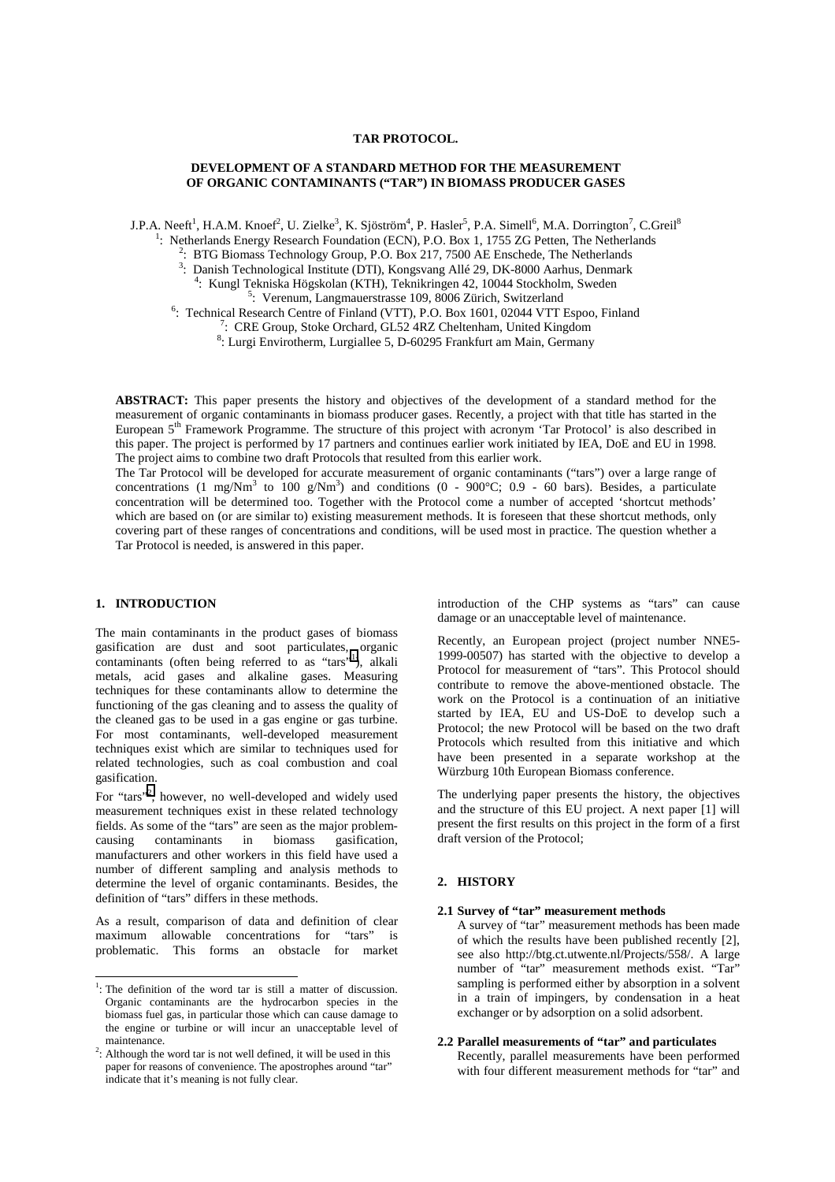**TAR PROTOCOL.**

# DEVELOPMENT OF A STANDARD METHOD FOR THE MEASUREMENT OF ORGANIC CONTAMINANTS ("TAR") IN BIOMASS PRODUCER GASES

J.P.A. Neeft[1], H.A.M. Knoef[2], U. Zielke[3], K. Sjöström[4], P. Hasler[5], P.A. Simell[6], M.A. Dorrington[7], C.Greil[8]

[1]: Netherlands Energy Research Foundation (ECN), P.O. Box 1, 1755 ZG Petten, The Netherlands
[2]: BTG Biomass Technology Group, P.O. Box 217, 7500 AE Enschede, The Netherlands
[3]: Danish Technological Institute (DTI), Kongsvang Allé 29, DK-8000 Aarhus, Denmark
[4]: Kungl Tekniska Högskolan (KTH), Teknikringen 42, 10044 Stockholm, Sweden
[5]: Verenum, Langmauerstrasse 109, 8006 Zürich, Switzerland
[6]: Technical Research Centre of Finland (VTT), P.O. Box 1601, 02044 VTT Espoo, Finland
[7]: CRE Group, Stoke Orchard, GL52 4RZ Cheltenham, United Kingdom
[8]: Lurgi Envirotherm, Lurgiallee 5, D-60295 Frankfurt am Main, Germany

**ABSTRACT:** This paper presents the history and objectives of the development of a standard method for the measurement of organic contaminants in biomass producer gases. Recently, a project with that title has started in the European 5[th] Framework Programme. The structure of this project with acronym 'Tar Protocol' is also described in this paper. The project is performed by 17 partners and continues earlier work initiated by IEA, DoE and EU in 1998. The project aims to combine two draft Protocols that resulted from this earlier work.

The Tar Protocol will be developed for accurate measurement of organic contaminants ("tars") over a large range of concentrations (1 mg/Nm$^3$ to 100 g/Nm$^3$) and conditions (0 - 900°C; 0.9 - 60 bars). Besides, a particulate concentration will be determined too. Together with the Protocol come a number of accepted 'shortcut methods' which are based on (or are similar to) existing measurement methods. It is foreseen that these shortcut methods, only covering part of these ranges of concentrations and conditions, will be used most in practice. The question whether a Tar Protocol is needed, is answered in this paper.

## 1. INTRODUCTION

The main contaminants in the product gases of biomass gasification are dust and soot particulates, organic contaminants (often being referred to as "tars"[1]), alkali metals, acid gases and alkaline gases. Measuring techniques for these contaminants allow to determine the functioning of the gas cleaning and to assess the quality of the cleaned gas to be used in a gas engine or gas turbine. For most contaminants, well-developed measurement techniques exist which are similar to techniques used for related technologies, such as coal combustion and coal gasification.

For "tars"[2], however, no well-developed and widely used measurement techniques exist in these related technology fields. As some of the "tars" are seen as the major problem-causing contaminants in biomass gasification, manufacturers and other workers in this field have used a number of different sampling and analysis methods to determine the level of organic contaminants. Besides, the definition of "tars" differs in these methods.

As a result, comparison of data and definition of clear maximum allowable concentrations for "tars" is problematic. This forms an obstacle for market introduction of the CHP systems as "tars" can cause damage or an unacceptable level of maintenance.

Recently, an European project (project number NNE5-1999-00507) has started with the objective to develop a Protocol for measurement of "tars". This Protocol should contribute to remove the above-mentioned obstacle. The work on the Protocol is a continuation of an initiative started by IEA, EU and US-DoE to develop such a Protocol; the new Protocol will be based on the two draft Protocols which resulted from this initiative and which have been presented in a separate workshop at the Würzburg 10th European Biomass conference.

The underlying paper presents the history, the objectives and the structure of this EU project. A next paper [1] will present the first results on this project in the form of a first draft version of the Protocol;

## 2. HISTORY

### 2.1 Survey of "tar" measurement methods

A survey of "tar" measurement methods has been made of which the results have been published recently [2], see also http://btg.ct.utwente.nl/Projects/558/. A large number of "tar" measurement methods exist. "Tar" sampling is performed either by absorption in a solvent in a train of impingers, by condensation in a heat exchanger or by adsorption on a solid adsorbent.

### 2.2 Parallel measurements of "tar" and particulates

Recently, parallel measurements have been performed with four different measurement methods for "tar" and

[1]: The definition of the word tar is still a matter of discussion. Organic contaminants are the hydrocarbon species in the biomass fuel gas, in particular those which can cause damage to the engine or turbine or will incur an unacceptable level of maintenance.

[2]: Although the word tar is not well defined, it will be used in this paper for reasons of convenience. The apostrophes around "tar" indicate that it's meaning is not fully clear.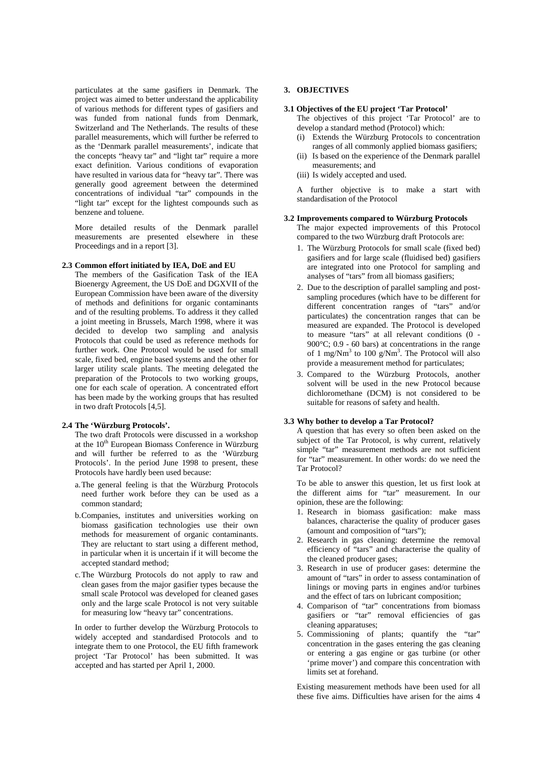particulates at the same gasifiers in Denmark. The project was aimed to better understand the applicability of various methods for different types of gasifiers and was funded from national funds from Denmark, Switzerland and The Netherlands. The results of these parallel measurements, which will further be referred to as the 'Denmark parallel measurements', indicate that the concepts "heavy tar" and "light tar" require a more exact definition. Various conditions of evaporation have resulted in various data for "heavy tar". There was generally good agreement between the determined concentrations of individual "tar" compounds in the "light tar" except for the lightest compounds such as benzene and toluene.

More detailed results of the Denmark parallel measurements are presented elsewhere in these Proceedings and in a report [3].

### 2.3 Common effort initiated by IEA, DoE and EU

The members of the Gasification Task of the IEA Bioenergy Agreement, the US DoE and DGXVII of the European Commission have been aware of the diversity of methods and definitions for organic contaminants and of the resulting problems. To address it they called a joint meeting in Brussels, March 1998, where it was decided to develop two sampling and analysis Protocols that could be used as reference methods for further work. One Protocol would be used for small scale, fixed bed, engine based systems and the other for larger utility scale plants. The meeting delegated the preparation of the Protocols to two working groups, one for each scale of operation. A concentrated effort has been made by the working groups that has resulted in two draft Protocols [4,5].

### 2.4 The 'Würzburg Protocols'.

The two draft Protocols were discussed in a workshop at the 10th European Biomass Conference in Würzburg and will further be referred to as the 'Würzburg Protocols'. In the period June 1998 to present, these Protocols have hardly been used because:

a. The general feeling is that the Würzburg Protocols need further work before they can be used as a common standard;

b. Companies, institutes and universities working on biomass gasification technologies use their own methods for measurement of organic contaminants. They are reluctant to start using a different method, in particular when it is uncertain if it will become the accepted standard method;

c. The Würzburg Protocols do not apply to raw and clean gases from the major gasifier types because the small scale Protocol was developed for cleaned gases only and the large scale Protocol is not very suitable for measuring low "heavy tar" concentrations.

In order to further develop the Würzburg Protocols to widely accepted and standardised Protocols and to integrate them to one Protocol, the EU fifth framework project 'Tar Protocol' has been submitted. It was accepted and has started per April 1, 2000.

## 3. OBJECTIVES

### 3.1 Objectives of the EU project 'Tar Protocol'

The objectives of this project 'Tar Protocol' are to develop a standard method (Protocol) which:

(i) Extends the Würzburg Protocols to concentration ranges of all commonly applied biomass gasifiers;
(ii) Is based on the experience of the Denmark parallel measurements; and
(iii) Is widely accepted and used.

A further objective is to make a start with standardisation of the Protocol

### 3.2 Improvements compared to Würzburg Protocols

The major expected improvements of this Protocol compared to the two Würzburg draft Protocols are:

1. The Würzburg Protocols for small scale (fixed bed) gasifiers and for large scale (fluidised bed) gasifiers are integrated into one Protocol for sampling and analyses of "tars" from all biomass gasifiers;
2. Due to the description of parallel sampling and post-sampling procedures (which have to be different for different concentration ranges of "tars" and/or particulates) the concentration ranges that can be measured are expanded. The Protocol is developed to measure "tars" at all relevant conditions (0 - 900°C; 0.9 - 60 bars) at concentrations in the range of 1 mg/Nm$^3$ to 100 g/Nm$^3$. The Protocol will also provide a measurement method for particulates;
3. Compared to the Würzburg Protocols, another solvent will be used in the new Protocol because dichloromethane (DCM) is not considered to be suitable for reasons of safety and health.

### 3.3 Why bother to develop a Tar Protocol?

A question that has every so often been asked on the subject of the Tar Protocol, is why current, relatively simple "tar" measurement methods are not sufficient for "tar" measurement. In other words: do we need the Tar Protocol?

To be able to answer this question, let us first look at the different aims for "tar" measurement. In our opinion, these are the following:

1. Research in biomass gasification: make mass balances, characterise the quality of producer gases (amount and composition of "tars");
2. Research in gas cleaning: determine the removal efficiency of "tars" and characterise the quality of the cleaned producer gases;
3. Research in use of producer gases: determine the amount of "tars" in order to assess contamination of linings or moving parts in engines and/or turbines and the effect of tars on lubricant composition;
4. Comparison of "tar" concentrations from biomass gasifiers or "tar" removal efficiencies of gas cleaning apparatuses;
5. Commissioning of plants; quantify the "tar" concentration in the gases entering the gas cleaning or entering a gas engine or gas turbine (or other 'prime mover') and compare this concentration with limits set at forehand.

Existing measurement methods have been used for all these five aims. Difficulties have arisen for the aims 4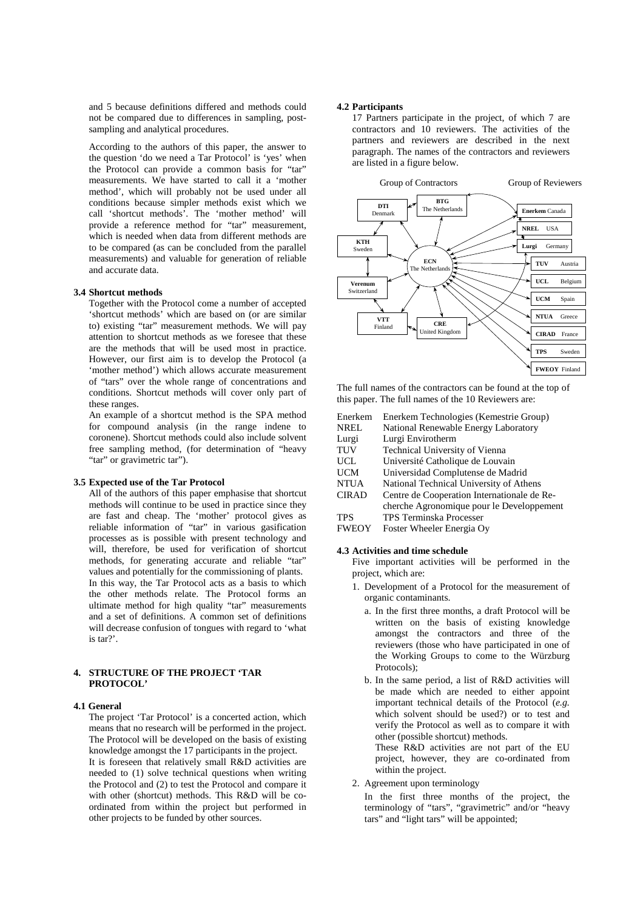and 5 because definitions differed and methods could not be compared due to differences in sampling, post-sampling and analytical procedures.

According to the authors of this paper, the answer to the question 'do we need a Tar Protocol' is 'yes' when the Protocol can provide a common basis for "tar" measurements. We have started to call it a 'mother method', which will probably not be used under all conditions because simpler methods exist which we call 'shortcut methods'. The 'mother method' will provide a reference method for "tar" measurement, which is needed when data from different methods are to be compared (as can be concluded from the parallel measurements) and valuable for generation of reliable and accurate data.

### 3.4 Shortcut methods

Together with the Protocol come a number of accepted 'shortcut methods' which are based on (or are similar to) existing "tar" measurement methods. We will pay attention to shortcut methods as we foresee that these are the methods that will be used most in practice. However, our first aim is to develop the Protocol (a 'mother method') which allows accurate measurement of "tars" over the whole range of concentrations and conditions. Shortcut methods will cover only part of these ranges.

An example of a shortcut method is the SPA method for compound analysis (in the range indene to coronene). Shortcut methods could also include solvent free sampling method, (for determination of "heavy "tar" or gravimetric tar").

### 3.5 Expected use of the Tar Protocol

All of the authors of this paper emphasise that shortcut methods will continue to be used in practice since they are fast and cheap. The 'mother' protocol gives as reliable information of "tar" in various gasification processes as is possible with present technology and will, therefore, be used for verification of shortcut methods, for generating accurate and reliable "tar" values and potentially for the commissioning of plants.

In this way, the Tar Protocol acts as a basis to which the other methods relate. The Protocol forms an ultimate method for high quality "tar" measurements and a set of definitions. A common set of definitions will decrease confusion of tongues with regard to 'what is tar?'.

## 4. STRUCTURE OF THE PROJECT 'TAR PROTOCOL'

### 4.1 General

The project 'Tar Protocol' is a concerted action, which means that no research will be performed in the project. The Protocol will be developed on the basis of existing knowledge amongst the 17 participants in the project.

It is foreseen that relatively small R&D activities are needed to (1) solve technical questions when writing the Protocol and (2) to test the Protocol and compare it with other (shortcut) methods. This R&D will be co-ordinated from within the project but performed in other projects to be funded by other sources.

### 4.2 Participants

17 Partners participate in the project, of which 7 are contractors and 10 reviewers. The activities of the partners and reviewers are described in the next paragraph. The names of the contractors and reviewers are listed in a figure below.

Group of Contractors: DTI Denmark; BTG The Netherlands; KTH Sweden; ECN The Netherlands; Verenum Switzerland; VTT Finland; CRE United Kingdom

Group of Reviewers: Enerkem Canada; NREL USA; Lurgi Germany; TUV Austria; UCL Belgium; UCM Spain; NTUA Greece; CIRAD France; TPS Sweden; FWEOY Finland

The full names of the contractors can be found at the top of this paper. The full names of the 10 Reviewers are:

| | |
|---|---|
| Enerkem | Enerkem Technologies (Kemestrie Group) |
| NREL | National Renewable Energy Laboratory |
| Lurgi | Lurgi Envirotherm |
| TUV | Technical University of Vienna |
| UCL | Université Catholique de Louvain |
| UCM | Universidad Complutense de Madrid |
| NTUA | National Technical University of Athens |
| CIRAD | Centre de Cooperation Internationale de Re-cherche Agronomique pour le Developpement |
| TPS | TPS Terminska Processer |
| FWEOY | Foster Wheeler Energia Oy |

### 4.3 Activities and time schedule

Five important activities will be performed in the project, which are:

1. Development of a Protocol for the measurement of organic contaminants.
   a. In the first three months, a draft Protocol will be written on the basis of existing knowledge amongst the contractors and three of the reviewers (those who have participated in one of the Working Groups to come to the Würzburg Protocols);
   b. In the same period, a list of R&D activities will be made which are needed to either appoint important technical details of the Protocol (*e.g.* which solvent should be used?) or to test and verify the Protocol as well as to compare it with other (possible shortcut) methods.
   These R&D activities are not part of the EU project, however, they are co-ordinated from within the project.
2. Agreement upon terminology
   In the first three months of the project, the terminology of "tars", "gravimetric" and/or "heavy tars" and "light tars" will be appointed;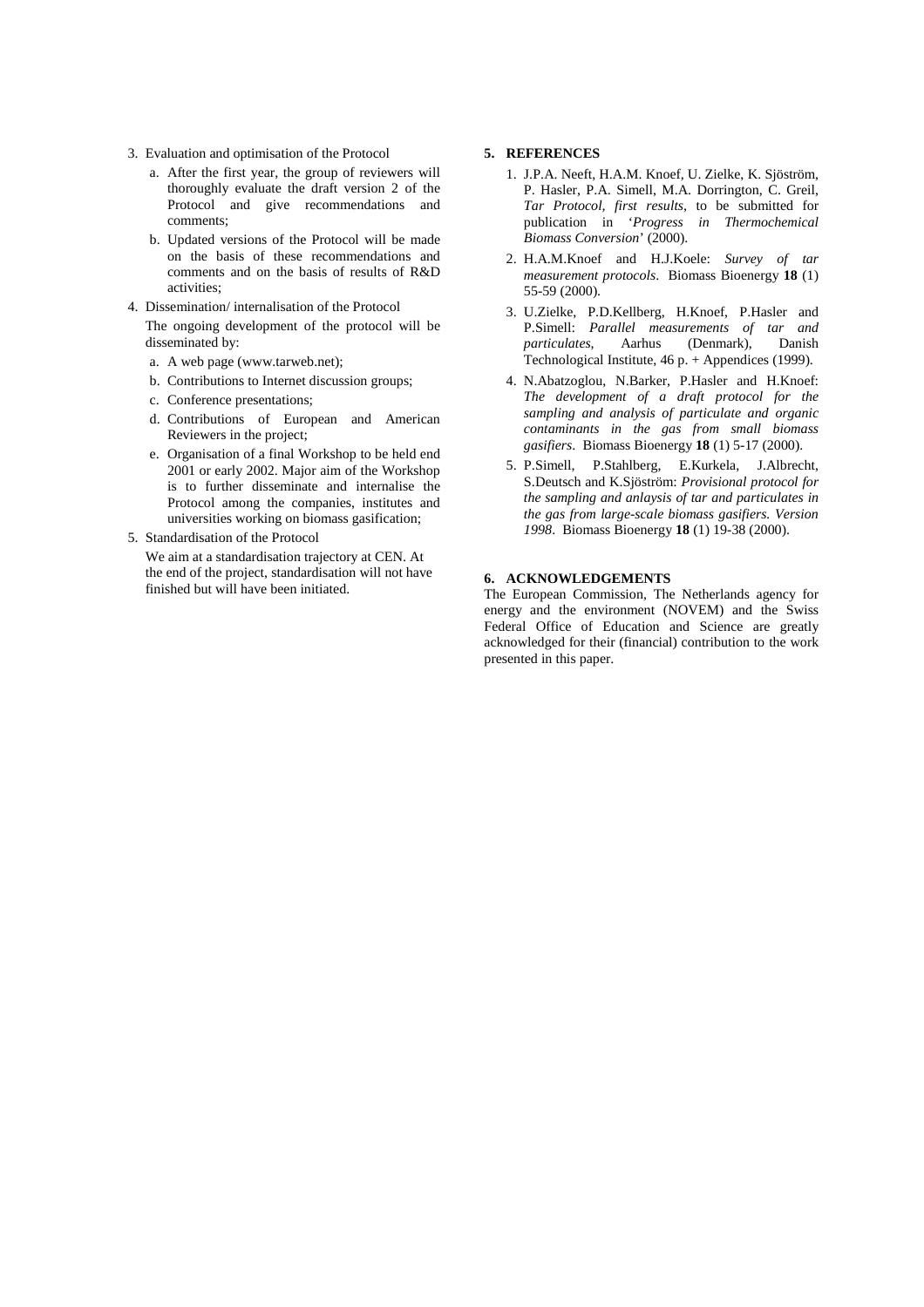3. Evaluation and optimisation of the Protocol
   a. After the first year, the group of reviewers will thoroughly evaluate the draft version 2 of the Protocol and give recommendations and comments;
   b. Updated versions of the Protocol will be made on the basis of these recommendations and comments and on the basis of results of R&D activities;
4. Dissemination/ internalisation of the Protocol

   The ongoing development of the protocol will be disseminated by:
   a. A web page (www.tarweb.net);
   b. Contributions to Internet discussion groups;
   c. Conference presentations;
   d. Contributions of European and American Reviewers in the project;
   e. Organisation of a final Workshop to be held end 2001 or early 2002. Major aim of the Workshop is to further disseminate and internalise the Protocol among the companies, institutes and universities working on biomass gasification;
5. Standardisation of the Protocol

   We aim at a standardisation trajectory at CEN. At the end of the project, standardisation will not have finished but will have been initiated.

## 5. REFERENCES

1. J.P.A. Neeft, H.A.M. Knoef, U. Zielke, K. Sjöström, P. Hasler, P.A. Simell, M.A. Dorrington, C. Greil, *Tar Protocol, first results*, to be submitted for publication in '*Progress in Thermochemical Biomass Conversion*' (2000).
2. H.A.M.Knoef and H.J.Koele: *Survey of tar measurement protocols*. Biomass Bioenergy **18** (1) 55-59 (2000).
3. U.Zielke, P.D.Kellberg, H.Knoef, P.Hasler and P.Simell: *Parallel measurements of tar and particulates*, Aarhus (Denmark), Danish Technological Institute, 46 p. + Appendices (1999).
4. N.Abatzoglou, N.Barker, P.Hasler and H.Knoef: *The development of a draft protocol for the sampling and analysis of particulate and organic contaminants in the gas from small biomass gasifiers*. Biomass Bioenergy **18** (1) 5-17 (2000).
5. P.Simell, P.Stahlberg, E.Kurkela, J.Albrecht, S.Deutsch and K.Sjöström: *Provisional protocol for the sampling and anlaysis of tar and particulates in the gas from large-scale biomass gasifiers. Version 1998*. Biomass Bioenergy **18** (1) 19-38 (2000).

## 6. ACKNOWLEDGEMENTS

The European Commission, The Netherlands agency for energy and the environment (NOVEM) and the Swiss Federal Office of Education and Science are greatly acknowledged for their (financial) contribution to the work presented in this paper.